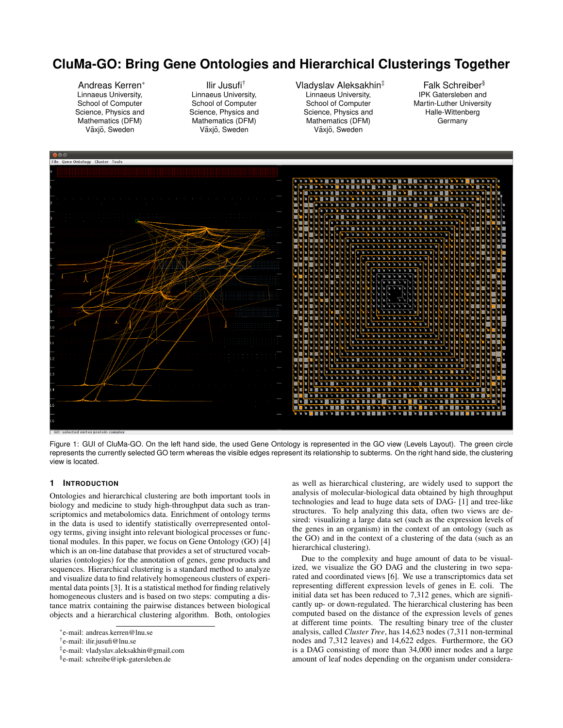# CluMa-GO: Bring Gene Ontologies and Hierarchical Clusterings Together

Andreas Kerren[*]
Linnaeus University,
School of Computer
Science, Physics and
Mathematics (DFM)
Växjö, Sweden

Ilir Jusufi[†]
Linnaeus University,
School of Computer
Science, Physics and
Mathematics (DFM)
Växjö, Sweden

Vladyslav Aleksakhin[‡]
Linnaeus University,
School of Computer
Science, Physics and
Mathematics (DFM)
Växjö, Sweden

Falk Schreiber[§]
IPK Gatersleben and
Martin-Luther University
Halle-Wittenberg
Germany

Figure 1: GUI of CluMa-GO. On the left hand side, the used Gene Ontology is represented in the GO view (Levels Layout). The green circle represents the currently selected GO term whereas the visible edges represent its relationship to subterms. On the right hand side, the clustering view is located.

## 1 Introduction

Ontologies and hierarchical clustering are both important tools in biology and medicine to study high-throughput data such as transcriptomics and metabolomics data. Enrichment of ontology terms in the data is used to identify statistically overrepresented ontology terms, giving insight into relevant biological processes or functional modules. In this paper, we focus on Gene Ontology (GO) [4] which is an on-line database that provides a set of structured vocabularies (ontologies) for the annotation of genes, gene products and sequences. Hierarchical clustering is a standard method to analyze and visualize data to find relatively homogeneous clusters of experimental data points [3]. It is a statistical method for finding relatively homogeneous clusters and is based on two steps: computing a distance matrix containing the pairwise distances between biological objects and a hierarchical clustering algorithm. Both, ontologies as well as hierarchical clustering, are widely used to support the analysis of molecular-biological data obtained by high throughput technologies and lead to huge data sets of DAG- [1] and tree-like structures. To help analyzing this data, often two views are desired: visualizing a large data set (such as the expression levels of the genes in an organism) in the context of an ontology (such as the GO) and in the context of a clustering of the data (such as an hierarchical clustering).

Due to the complexity and huge amount of data to be visualized, we visualize the GO DAG and the clustering in two separated and coordinated views [6]. We use a transcriptomics data set representing different expression levels of genes in E. coli. The initial data set has been reduced to 7,312 genes, which are significantly up- or down-regulated. The hierarchical clustering has been computed based on the distance of the expression levels of genes at different time points. The resulting binary tree of the cluster analysis, called *Cluster Tree*, has 14,623 nodes (7,311 non-terminal nodes and 7,312 leaves) and 14,622 edges. Furthermore, the GO is a DAG consisting of more than 34,000 inner nodes and a large amount of leaf nodes depending on the organism under considera-

[*]e-mail: andreas.kerren@lnu.se
[†]e-mail: ilir.jusufi@lnu.se
[‡]e-mail: vladyslav.aleksakhin@gmail.com
[§]e-mail: schreibe@ipk-gatersleben.de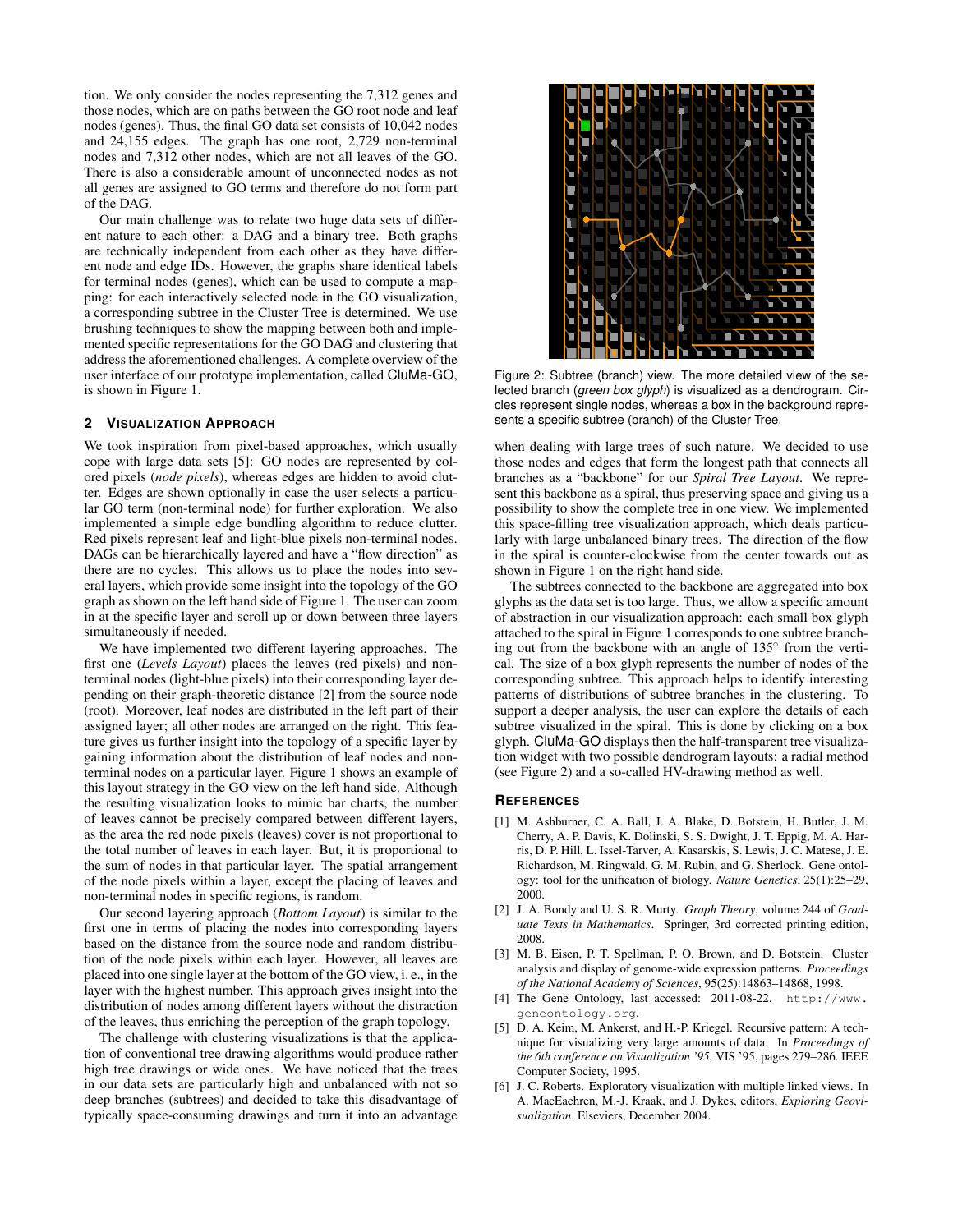tion. We only consider the nodes representing the 7,312 genes and those nodes, which are on paths between the GO root node and leaf nodes (genes). Thus, the final GO data set consists of 10,042 nodes and 24,155 edges. The graph has one root, 2,729 non-terminal nodes and 7,312 other nodes, which are not all leaves of the GO. There is also a considerable amount of unconnected nodes as not all genes are assigned to GO terms and therefore do not form part of the DAG.

Our main challenge was to relate two huge data sets of different nature to each other: a DAG and a binary tree. Both graphs are technically independent from each other as they have different node and edge IDs. However, the graphs share identical labels for terminal nodes (genes), which can be used to compute a mapping: for each interactively selected node in the GO visualization, a corresponding subtree in the Cluster Tree is determined. We use brushing techniques to show the mapping between both and implemented specific representations for the GO DAG and clustering that address the aforementioned challenges. A complete overview of the user interface of our prototype implementation, called CluMa-GO, is shown in Figure 1.

## 2 Visualization Approach

We took inspiration from pixel-based approaches, which usually cope with large data sets [5]: GO nodes are represented by colored pixels (*node pixels*), whereas edges are hidden to avoid clutter. Edges are shown optionally in case the user selects a particular GO term (non-terminal node) for further exploration. We also implemented a simple edge bundling algorithm to reduce clutter. Red pixels represent leaf and light-blue pixels non-terminal nodes. DAGs can be hierarchically layered and have a "flow direction" as there are no cycles. This allows us to place the nodes into several layers, which provide some insight into the topology of the GO graph as shown on the left hand side of Figure 1. The user can zoom in at the specific layer and scroll up or down between three layers simultaneously if needed.

We have implemented two different layering approaches. The first one (*Levels Layout*) places the leaves (red pixels) and non-terminal nodes (light-blue pixels) into their corresponding layer depending on their graph-theoretic distance [2] from the source node (root). Moreover, leaf nodes are distributed in the left part of their assigned layer; all other nodes are arranged on the right. This feature gives us further insight into the topology of a specific layer by gaining information about the distribution of leaf nodes and non-terminal nodes on a particular layer. Figure 1 shows an example of this layout strategy in the GO view on the left hand side. Although the resulting visualization looks to mimic bar charts, the number of leaves cannot be precisely compared between different layers, as the area the red node pixels (leaves) cover is not proportional to the total number of leaves in each layer. But, it is proportional to the sum of nodes in that particular layer. The spatial arrangement of the node pixels within a layer, except the placing of leaves and non-terminal nodes in specific regions, is random.

Our second layering approach (*Bottom Layout*) is similar to the first one in terms of placing the nodes into corresponding layers based on the distance from the source node and random distribution of the node pixels within each layer. However, all leaves are placed into one single layer at the bottom of the GO view, i. e., in the layer with the highest number. This approach gives insight into the distribution of nodes among different layers without the distraction of the leaves, thus enriching the perception of the graph topology.

The challenge with clustering visualizations is that the application of conventional tree drawing algorithms would produce rather high tree drawings or wide ones. We have noticed that the trees in our data sets are particularly high and unbalanced with not so deep branches (subtrees) and decided to take this disadvantage of typically space-consuming drawings and turn it into an advantage when dealing with large trees of such nature. We decided to use those nodes and edges that form the longest path that connects all branches as a "backbone" for our *Spiral Tree Layout*. We represent this backbone as a spiral, thus preserving space and giving us a possibility to show the complete tree in one view. We implemented this space-filling tree visualization approach, which deals particularly with large unbalanced binary trees. The direction of the flow in the spiral is counter-clockwise from the center towards out as shown in Figure 1 on the right hand side.

Figure 2: Subtree (branch) view. The more detailed view of the selected branch (*green box glyph*) is visualized as a dendrogram. Circles represent single nodes, whereas a box in the background represents a specific subtree (branch) of the Cluster Tree.

The subtrees connected to the backbone are aggregated into box glyphs as the data set is too large. Thus, we allow a specific amount of abstraction in our visualization approach: each small box glyph attached to the spiral in Figure 1 corresponds to one subtree branching out from the backbone with an angle of $135°$ from the vertical. The size of a box glyph represents the number of nodes of the corresponding subtree. This approach helps to identify interesting patterns of distributions of subtree branches in the clustering. To support a deeper analysis, the user can explore the details of each subtree visualized in the spiral. This is done by clicking on a box glyph. CluMa-GO displays then the half-transparent tree visualization widget with two possible dendrogram layouts: a radial method (see Figure 2) and a so-called HV-drawing method as well.

## References

[1] M. Ashburner, C. A. Ball, J. A. Blake, D. Botstein, H. Butler, J. M. Cherry, A. P. Davis, K. Dolinski, S. S. Dwight, J. T. Eppig, M. A. Harris, D. P. Hill, L. Issel-Tarver, A. Kasarskis, S. Lewis, J. C. Matese, J. E. Richardson, M. Ringwald, G. M. Rubin, and G. Sherlock. Gene ontology: tool for the unification of biology. *Nature Genetics*, 25(1):25–29, 2000.

[2] J. A. Bondy and U. S. R. Murty. *Graph Theory*, volume 244 of *Graduate Texts in Mathematics*. Springer, 3rd corrected printing edition, 2008.

[3] M. B. Eisen, P. T. Spellman, P. O. Brown, and D. Botstein. Cluster analysis and display of genome-wide expression patterns. *Proceedings of the National Academy of Sciences*, 95(25):14863–14868, 1998.

[4] The Gene Ontology, last accessed: 2011-08-22. http://www.geneontology.org.

[5] D. A. Keim, M. Ankerst, and H.-P. Kriegel. Recursive pattern: A technique for visualizing very large amounts of data. In *Proceedings of the 6th conference on Visualization '95*, VIS '95, pages 279–286. IEEE Computer Society, 1995.

[6] J. C. Roberts. Exploratory visualization with multiple linked views. In A. MacEachren, M.-J. Kraak, and J. Dykes, editors, *Exploring Geovisualization*. Elseviers, December 2004.